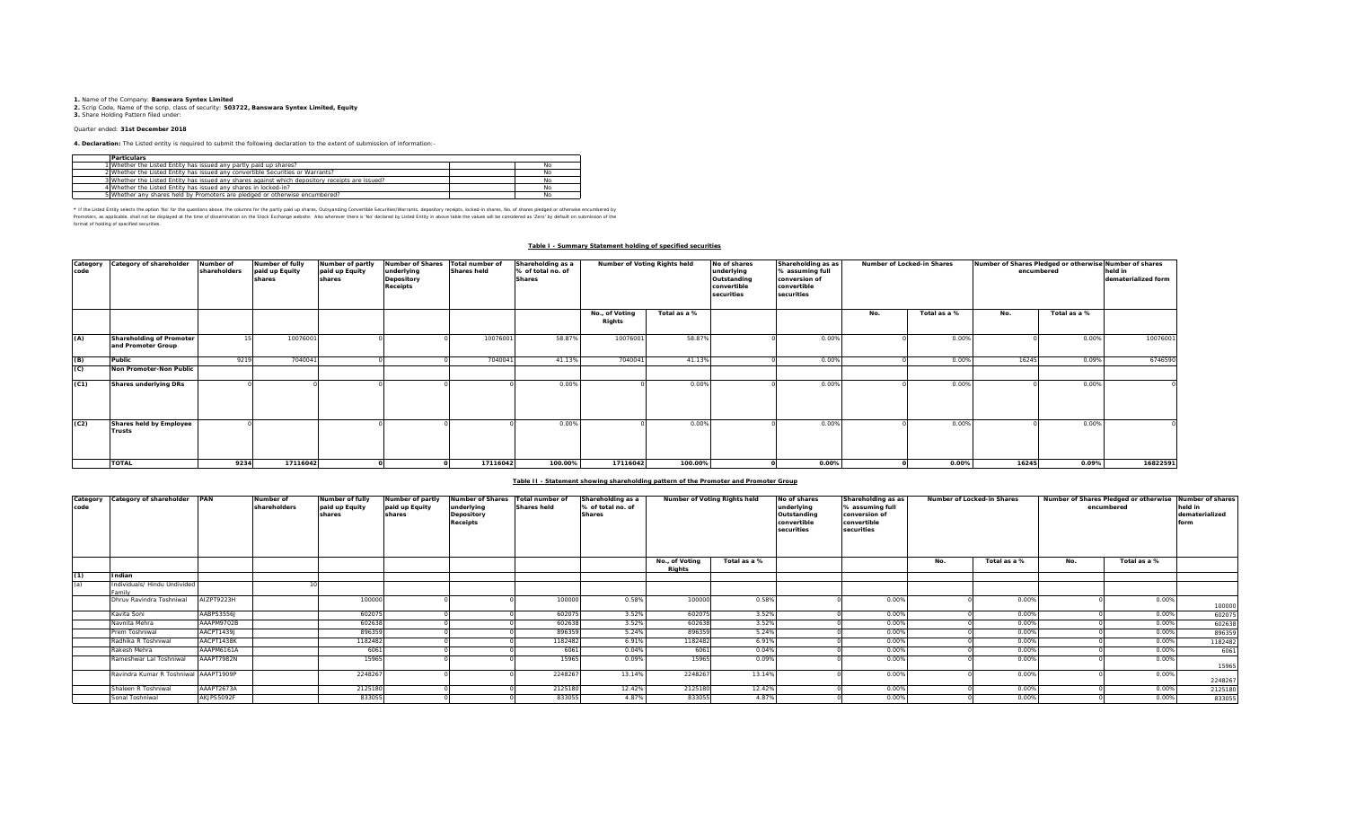**1.** Name of the Company: **Banswara Syntex Limited**
**2.** Scrip Code, Name of the scrip, class of security: **503722, Banswara Syntex Limited, Equity**
**3.** Share Holding Pattern filed under:

Quarter ended: **31st December 2018**

**4. Declaration:** The Listed entity is required to submit the following declaration to the extent of submission of information:-

| | Particulars | | |
|---|---|---|---|
| 1 | Whether the Listed Entity has issued any partly paid up shares? | | No |
| 2 | Whether the Listed Entity has issued any convertible Securities or Warrants? | | No |
| 3 | Whether the Listed Entity has issued any shares against which depository receipts are issued? | | No |
| 4 | Whether the Listed Entity has issued any shares in locked-in? | | No |
| 5 | Whether any shares held by Promoters are pledged or otherwise encumbered? | | No |

* If the Listed Entity selects the option 'No' for the questions above, the columns for the partly paid up shares, Outstanding Convertible Securities/Warrants, depository receipts, locked-in shares, No. of shares pledged or otherwise encumbered by Promoters, as applicable, shall not be displayed at the time of dissemination on the Stock Exchange website. Also wherever there is 'No' declared by Listed Entity in above table the values will be considered as 'Zero' by default on submission of the format of holding of specified securities.

**Table I - Summary Statement holding of specified securities**

| Category code | Category of shareholder | Number of shareholders | Number of fully paid up Equity shares | Number of partly paid up Equity shares | Number of Shares underlying Depository Receipts | Total number of Shares held | Shareholding as a % of total no. of Shares | Number of Voting Rights held | | No of shares underlying Outstanding convertible securities | Shareholding as as % assuming full conversion of convertible securities | Number of Locked-in Shares | | Number of Shares Pledged or otherwise encumbered | | Number of shares held in dematerialized form |
|---|---|---|---|---|---|---|---|---|---|---|---|---|---|---|---|---|
| | | | | | | | | No., of Voting Rights | Total as a % | | | No. | Total as a % | No. | Total as a % | |
| (A) | Shareholding of Promoter and Promoter Group | 15 | 10076001 | 0 | 0 | 10076001 | 58.87% | 10076001 | 58.87% | 0 | 0.00% | 0 | 0.00% | 0 | 0.00% | 10076001 |
| (B) | Public | 9219 | 7040041 | 0 | 0 | 7040041 | 41.13% | 7040041 | 41.13% | 0 | 0.00% | 0 | 0.00% | 16245 | 0.09% | 6746590 |
| (C) | Non Promoter-Non Public | | | | | | | | | | | | | | | |
| (C1) | Shares underlying DRs | 0 | 0 | 0 | 0 | 0 | 0.00% | 0 | 0.00% | 0 | 0.00% | 0 | 0.00% | 0 | 0.00% | 0 |
| (C2) | Shares held by Employee Trusts | 0 | 0 | 0 | 0 | 0 | 0.00% | 0 | 0.00% | 0 | 0.00% | 0 | 0.00% | 0 | 0.00% | 0 |
| | **TOTAL** | **9234** | **17116042** | **0** | **0** | **17116042** | **100.00%** | **17116042** | **100.00%** | **0** | **0.00%** | **0** | **0.00%** | **16245** | **0.09%** | **16822591** |

**Table II - Statement showing shareholding pattern of the Promoter and Promoter Group**

| Category code | Category of shareholder | PAN | Number of shareholders | Number of fully paid up Equity shares | Number of partly paid up Equity shares | Number of Shares underlying Depository Receipts | Total number of Shares held | Shareholding as a % of total no. of Shares | Number of Voting Rights held | | No of shares underlying Outstanding convertible securities | Shareholding as as % assuming full conversion of convertible securities | Number of Locked-in Shares | | Number of Shares Pledged or otherwise encumbered | | Number of shares held in dematerialized form |
|---|---|---|---|---|---|---|---|---|---|---|---|---|---|---|---|---|---|
| | | | | | | | | | No., of Voting Rights | Total as a % | | | No. | Total as a % | No. | Total as a % | |
| (1) | Indian | | | | | | | | | | | | | | | | |
| (a) | Individuals/ Hindu Undivided Family | | 10 | | | | | | | | | | | | | | |
| | Dhruv Ravindra Toshniwal | AIZPT9223H | | 100000 | 0 | 0 | 100000 | 0.58% | 100000 | 0.58% | 0 | 0.00% | 0 | 0.00% | 0 | 0.00% | 100000 |
| | Kavita Soni | AABPS3556J | | 602075 | 0 | 0 | 602075 | 3.52% | 602075 | 3.52% | 0 | 0.00% | 0 | 0.00% | 0 | 0.00% | 602075 |
| | Navnita Mehra | AAAPM9702B | | 602638 | 0 | 0 | 602638 | 3.52% | 602638 | 3.52% | 0 | 0.00% | 0 | 0.00% | 0 | 0.00% | 602638 |
| | Prem Toshniwal | AACPT1439J | | 896359 | 0 | 0 | 896359 | 5.24% | 896359 | 5.24% | 0 | 0.00% | 0 | 0.00% | 0 | 0.00% | 896359 |
| | Radhika R Toshniwal | AACPT1438K | | 1182482 | 0 | 0 | 1182482 | 6.91% | 1182482 | 6.91% | 0 | 0.00% | 0 | 0.00% | 0 | 0.00% | 1182482 |
| | Rakesh Mehra | AAAPM6161A | | 6061 | 0 | 0 | 6061 | 0.04% | 6061 | 0.04% | 0 | 0.00% | 0 | 0.00% | 0 | 0.00% | 6061 |
| | Rameshwar Lal Toshniwal | AAAPT7982N | | 15965 | 0 | 0 | 15965 | 0.09% | 15965 | 0.09% | 0 | 0.00% | 0 | 0.00% | 0 | 0.00% | 15965 |
| | Ravindra Kumar R Toshniwal | AAAPT1909P | | 2248267 | 0 | 0 | 2248267 | 13.14% | 2248267 | 13.14% | 0 | 0.00% | 0 | 0.00% | 0 | 0.00% | 2248267 |
| | Shaleen R Toshniwal | AAAPT2673A | | 2125180 | 0 | 0 | 2125180 | 12.42% | 2125180 | 12.42% | 0 | 0.00% | 0 | 0.00% | 0 | 0.00% | 2125180 |
| | Sonal Toshniwal | AKJPS5092F | | 833055 | 0 | 0 | 833055 | 4.87% | 833055 | 4.87% | 0 | 0.00% | 0 | 0.00% | 0 | 0.00% | 833055 |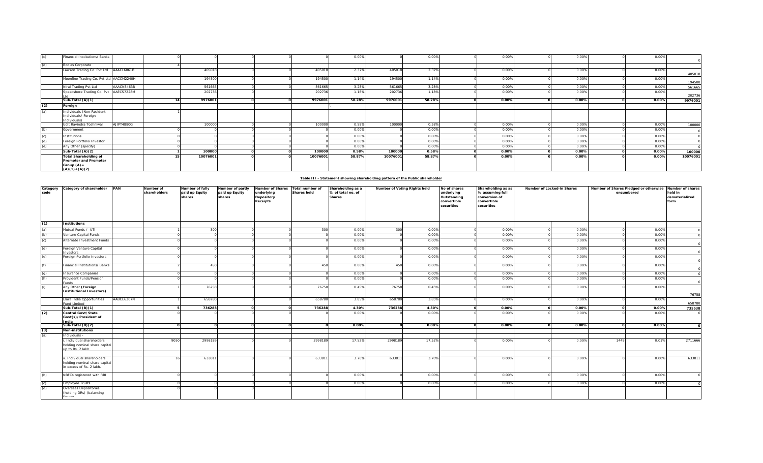| (c) | Financial Institutions/ Banks | | 0 | 0 | 0 | 0 | 0 | 0.00% | 0 | 0.00% | 0 | 0.00% | 0 | 0.00% | 0 | 0.00% | 0 |
|---|---|---|---|---|---|---|---|---|---|---|---|---|---|---|---|---|---|
| (d) | Bodies Corporate | | 4 | | | | | | | | | | | | | | |
| | Lawson Trading Co. Pvt Ltd | AAACL6061B | | 405018 | 0 | 0 | 405018 | 2.37% | 405018 | 2.37% | 0 | 0.00% | 0 | 0.00% | 0 | 0.00% | 405018 |
| | Moonfine Trading Co. Pvt Ltd | AACCM2240H | | 194500 | 0 | 0 | 194500 | 1.14% | 194500 | 1.14% | 0 | 0.00% | 0 | 0.00% | 0 | 0.00% | 194500 |
| | Niral Trading Pvt Ltd | AAACN3463B | | 561665 | 0 | 0 | 561665 | 3.28% | 561665 | 3.28% | 0 | 0.00% | 0 | 0.00% | 0 | 0.00% | 561665 |
| | Speedshore Trading Co. Pvt Ltd | AAECS7228M | | 202736 | 0 | | 202736 | 1.18% | 202736 | 1.18% | 0 | 0.00% | 0 | 0.00% | 0 | 0.00% | 202736 |
| | **Sub-Total (A)(1)** | | **14** | **9976001** | **0** | **0** | **9976001** | **58.28%** | **9976001** | **58.28%** | **0** | **0.00%** | **0** | **0.00%** | **0** | **0.00%** | **9976001** |
| **(2)** | **Foreign** | | | | | | | | | | | | | | | | |
| (a) | Individuals (Non-Resident Individuals/ Foreign Individuals) | | 1 | | | | | | | | | | | | | | |
| | Udit Ravindra Toshniwal | AJIPT4880G | | 100000 | 0 | 0 | 100000 | 0.58% | 100000 | 0.58% | 0 | 0.00% | 0 | 0.00% | 0 | 0.00% | 100000 |
| (b) | Government | | 0 | 0 | 0 | 0 | 0 | 0.00% | 0 | 0.00% | 0 | 0.00% | 0 | 0.00% | 0 | 0.00% | 0 |
| (c) | Institutions | | 0 | 0 | 0 | 0 | 0 | 0.00% | 0 | 0.00% | 0 | 0.00% | 0 | 0.00% | 0 | 0.00% | 0 |
| (d) | Foreign Portfolio Investor | | 0 | 0 | 0 | 0 | 0 | 0.00% | 0 | 0.00% | 0 | 0.00% | 0 | 0.00% | 0 | 0.00% | 0 |
| (e) | Any Other (specify) | | 0 | 0 | 0 | 0 | 0 | 0.00% | 0 | 0.00% | 0 | 0.00% | 0 | 0.00% | 0 | 0.00% | 0 |
| | **Sub-Total (A)(2)** | | **1** | **100000** | **0** | **0** | **100000** | **0.58%** | **100000** | **0.58%** | **0** | **0.00%** | **0** | **0.00%** | **0** | **0.00%** | **100000** |
| | **Total Shareholding of Promoter and Promoter Group (A)= (A)(1)+(A)(2)** | | **15** | **10076001** | **0** | **0** | **10076001** | **58.87%** | **10076001** | **58.87%** | **0** | **0.00%** | **0** | **0.00%** | **0** | **0.00%** | **10076001** |

**Table III - Statement showing shareholding pattern of the Public shareholder**

| Category code | Category of shareholder | PAN | Number of shareholders | Number of fully paid up Equity shares | Number of partly paid up Equity shares | Number of Shares underlying Depository Receipts | Total number of Shares held | Shareholding as a % of total no. of Shares | Number of Voting Rights held | | No of shares underlying Outstanding convertible securities | Shareholding as as % assuming full conversion of convertible securities | Number of Locked-in Shares | | Number of Shares Pledged or otherwise encumbered | | Number of shares held in dematerialized form |
|---|---|---|---|---|---|---|---|---|---|---|---|---|---|---|---|---|---|
| **(1)** | **Institutions** | | | | | | | | | | | | | | | | |
| (a) | Mutual Funds / UTI | | 1 | 300 | 0 | 0 | 300 | 0.00% | 300 | 0.00% | 0 | 0.00% | 0 | 0.00% | 0 | 0.00% | 0 |
| (b) | Venture Capital Funds | | 0 | 0 | 0 | 0 | 0 | 0.00% | 0 | 0.00% | 0 | 0.00% | 0 | 0.00% | 0 | 0.00% | 0 |
| (c) | Alternate Investment Funds | | 0 | 0 | 0 | 0 | 0 | 0.00% | 0 | 0.00% | 0 | 0.00% | 0 | 0.00% | 0 | 0.00% | 0 |
| (d) | Foreign Venture Capital Investors | | 0 | 0 | 0 | 0 | 0 | 0.00% | 0 | 0.00% | 0 | 0.00% | 0 | 0.00% | 0 | 0.00% | 0 |
| (e) | Foreign Portfolio Investors | | 0 | 0 | 0 | 0 | 0 | 0.00% | 0 | 0.00% | 0 | 0.00% | 0 | 0.00% | 0 | 0.00% | 0 |
| (f) | Financial Institutions/ Banks | | 2 | 450 | 0 | 0 | 450 | 0.00% | 450 | 0.00% | 0 | 0.00% | 0 | 0.00% | 0 | 0.00% | 0 |
| (g) | Insurance Companies | | 0 | 0 | 0 | 0 | 0 | 0.00% | 0 | 0.00% | 0 | 0.00% | 0 | 0.00% | 0 | 0.00% | 0 |
| (h) | Provident Funds/Pension Funds | | 0 | 0 | 0 | 0 | 0 | 0.00% | 0 | 0.00% | 0 | 0.00% | 0 | 0.00% | 0 | 0.00% | 0 |
| (i) | Any Other **(Foreign Institutional Investors)** | | 1 | 76758 | 0 | 0 | 76758 | 0.45% | 76758 | 0.45% | 0 | 0.00% | 0 | 0.00% | 0 | 0.00% | 76758 |
| | Elara India Opportunities Fund Limited | AABCE6307N | 1 | 658780 | 0 | 0 | 658780 | 3.85% | 658780 | 3.85% | 0 | 0.00% | 0 | 0.00% | 0 | 0.00% | 658780 |
| | **Sub-Total (B)(1)** | | **5** | **736288** | **0** | **0** | **736288** | **4.30%** | **736288** | **4.30%** | **0** | **0.00%** | **0** | **0.00%** | **0** | **0.00%** | **735538** |
| **(2)** | **Central Govt/State Govt(s)/President of India** | | 0 | 0 | 0 | 0 | 0 | 0.00% | 0 | 0.00% | 0 | 0.00% | 0 | 0.00% | 0 | 0.00% | 0 |
| | **Sub-Total (B)(2)** | | **0** | **0** | **0** | **0** | **0** | **0.00%** | **0** | **0.00%** | **0** | **0.00%** | **0** | **0.00%** | **0** | **0.00%** | **0** |
| **(3)** | **Non-institutions** | | | | | | | | | | | | | | | | |
| (a) | Individuals - | | | | | | | | | | | | | | | | |
| | i. Individual shareholders holding nominal share capital up to Rs. 2 lakh. | | 9050 | 2998189 | 0 | 0 | 2998189 | 17.52% | 2998189 | 17.52% | 0 | 0.00% | 0 | 0.00% | 1445 | 0.01% | 2711666 |
| | ii. Individual shareholders holding nominal share capital in excess of Rs. 2 lakh. | | 16 | 633811 | 0 | 0 | 633811 | 3.70% | 633811 | 3.70% | 0 | 0.00% | 0 | 0.00% | 0 | 0.00% | 633811 |
| (b) | NBFCs registered with RBI | | 0 | 0 | 0 | 0 | 0 | 0.00% | 0 | 0.00% | 0 | 0.00% | 0 | 0.00% | 0 | 0.00% | 0 |
| (c) | Employee Trusts | | 0 | 0 | 0 | 0 | 0 | 0.00% | 0 | 0.00% | 0 | 0.00% | 0 | 0.00% | 0 | 0.00% | 0 |
| (d) | Overseas Depositories (holding DRs) (balancing figure) | | 0 | 0 | 0 | | | | | | | | | | | | |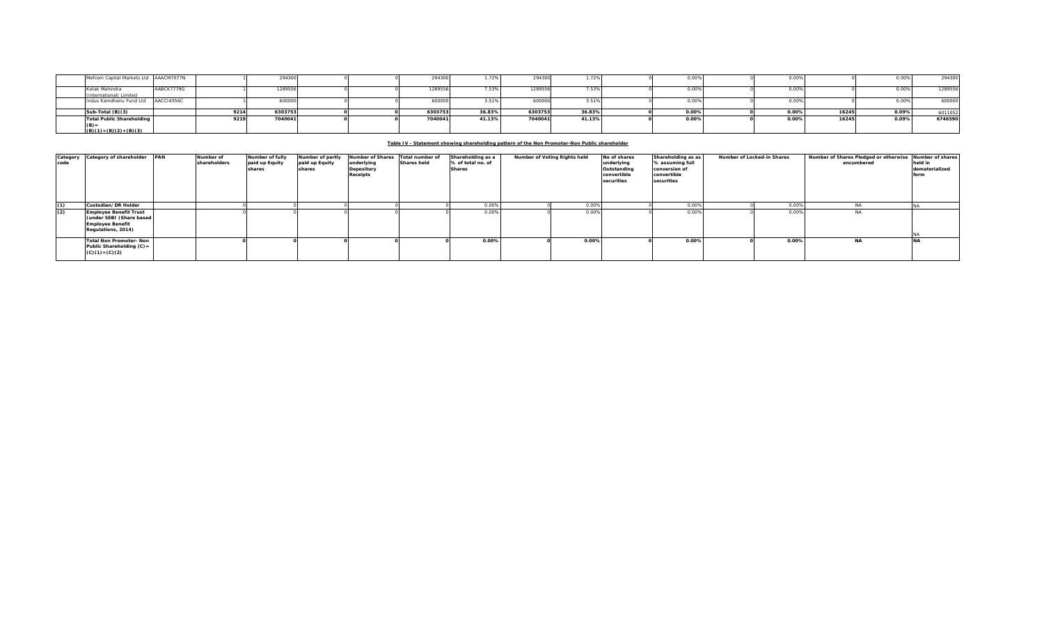| | | | | | | | | | | | | | | | | | |
|---|---|---|---|---|---|---|---|---|---|---|---|---|---|---|---|---|---|
| | Mefcom Capital Markets Ltd | AAACM7077N | 1 | 294300 | 0 | 0 | 294300 | 1.72% | 294300 | 1.72% | 0 | 0.00% | 0 | 0.00% | 0 | 0.00% | 294300 |
| | Kotak Mahindra (International) Limited | AABCK7779G | 1 | 1289556 | 0 | 0 | 1289556 | 7.53% | 1289556 | 7.53% | 0 | 0.00% | 0 | 0.00% | 0 | 0.00% | 1289556 |
| | Indus Kamdhenu Fund Ltd | AACCI4356C | 1 | 600000 | 0 | 0 | 600000 | 3.51% | 600000 | 3.51% | 0 | 0.00% | 0 | 0.00% | 0 | 0.00% | 600000 |
| | **Sub-Total (B)(3)** | | **9214** | **6303753** | **0** | **0** | **6303753** | **36.83%** | **6303753** | **36.83%** | **0** | **0.00%** | **0** | **0.00%** | **16245** | **0.09%** | 6011052 |
| | **Total Public Shareholding (B)= (B)(1)+(B)(2)+(B)(3)** | | **9219** | **7040041** | **0** | **0** | **7040041** | **41.13%** | **7040041** | **41.13%** | **0** | **0.00%** | **0** | **0.00%** | **16245** | **0.09%** | **6746590** |

**Table IV - Statement showing shareholding pattern of the Non Promoter-Non Public shareholder**

| Category code | Category of shareholder | PAN | Number of shareholders | Number of fully paid up Equity shares | Number of partly paid up Equity shares | Number of Shares underlying Depository Receipts | Total number of Shares held | Shareholding as a % of total no. of Shares | Number of Voting Rights held | | No of shares underlying Outstanding convertible securities | Shareholding as as % assuming full conversion of convertible securities | Number of Locked-in Shares | | Number of Shares Pledged or otherwise encumbered | Number of shares held in dematerialized form |
|---|---|---|---|---|---|---|---|---|---|---|---|---|---|---|---|---|
| (1) | Custodian/DR Holder | | 0 | 0 | 0 | 0 | 0 | 0.00% | 0 | 0.00% | 0 | 0.00% | 0 | 0.00% | NA | NA |
| (2) | **Employee Benefit Trust (under SEBI (Share based Employee Benefit Regulations, 2014)** | | 0 | 0 | 0 | 0 | 0 | 0.00% | 0 | 0.00% | 0 | 0.00% | 0 | 0.00% | NA | NA |
| | **Total Non Promoter- Non Public Shareholding (C)= (C)(1)+(C)(2)** | | **0** | **0** | **0** | **0** | **0** | **0.00%** | **0** | **0.00%** | **0** | **0.00%** | **0** | **0.00%** | **NA** | **NA** |